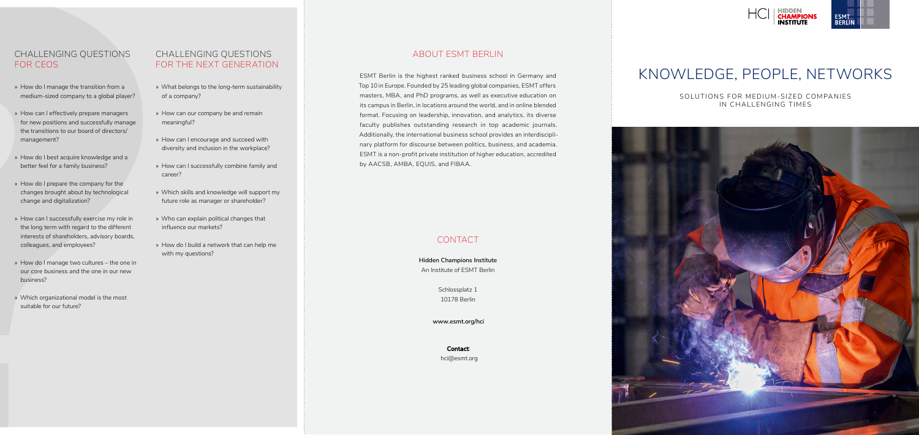## CHALLENGING QUESTIONS FOR CEOS

- How do I manage the transition from a medium-sized company to a global player?
- How can I effectively prepare managers for new positions and successfully manage the transitions to our board of directors/ management?
- How do I best acquire knowledge and a better feel for a family business?
- How do I prepare the company for the changes brought about by technological change and digitalization?
- How can I successfully exercise my role in the long term with regard to the different interests of shareholders, advisory boards, colleagues, and employees?
- How do I manage two cultures – the one in our core business and the one in our new business?
- Which organizational model is the most suitable for our future?

## CHALLENGING QUESTIONS FOR THE NEXT GENERATION

- What belongs to the long-term sustainability of a company?
- How can our company be and remain meaningful?
- How can I encourage and succeed with diversity and inclusion in the workplace?
- How can I successfully combine family and career?
- Which skills and knowledge will support my future role as manager or shareholder?
- Who can explain political changes that influence our markets?
- How do I build a network that can help me with my questions?

## ABOUT ESMT BERLIN

ESMT Berlin is the highest ranked business school in Germany and Top 10 in Europe. Founded by 25 leading global companies, ESMT offers masters, MBA, and PhD programs, as well as executive education on its campus in Berlin, in locations around the world, and in online blended format. Focusing on leadership, innovation, and analytics, its diverse faculty publishes outstanding research in top academic journals. Additionally, the international business school provides an interdisciplinary platform for discourse between politics, business, and academia. ESMT is a non-profit private institution of higher education, accredited by AACSB, AMBA, EQUIS, and FIBAA.

## CONTACT

**Hidden Champions Institute**
An Institute of ESMT Berlin

Schlossplatz 1
10178 Berlin

**www.esmt.org/hci**

**Contact:**
hci@esmt.org

HCI | HIDDEN CHAMPIONS INSTITUTE

ESMT BERLIN

# KNOWLEDGE, PEOPLE, NETWORKS

SOLUTIONS FOR MEDIUM-SIZED COMPANIES IN CHALLENGING TIMES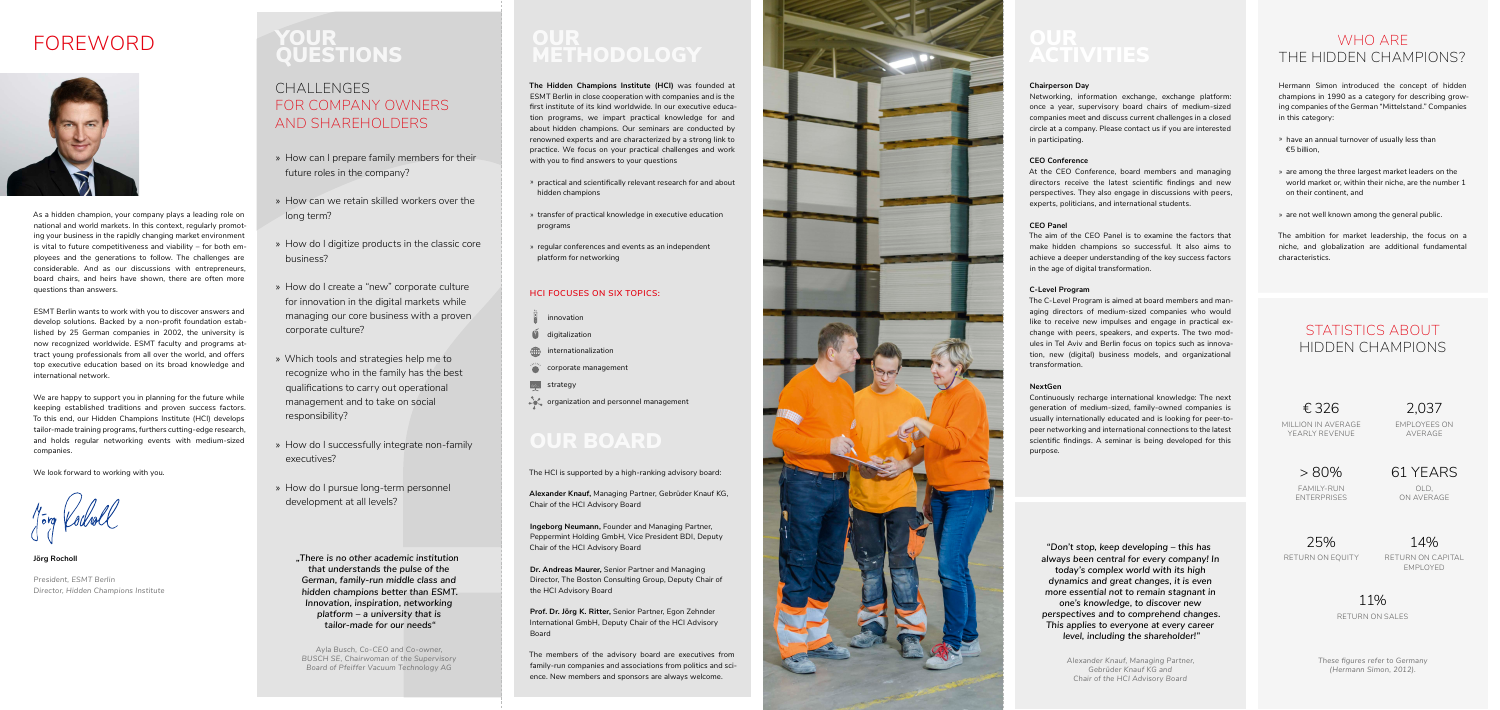# FOREWORD

As a hidden champion, your company plays a leading role on national and world markets. In this context, regularly promoting your business in the rapidly changing market environment is vital to future competitiveness and viability – for both employees and the generations to follow. The challenges are considerable. And as our discussions with entrepreneurs, board chairs, and heirs have shown, there are often more questions than answers.

ESMT Berlin wants to work with you to discover answers and develop solutions. Backed by a non-profit foundation established by 25 German companies in 2002, the university is now recognized worldwide. ESMT faculty and programs attract young professionals from all over the world, and offers top executive education based on its broad knowledge and international network.

We are happy to support you in planning for the future while keeping established traditions and proven success factors. To this end, our Hidden Champions Institute (HCI) develops tailor-made training programs, furthers cutting-edge research, and holds regular networking events with medium-sized companies.

We look forward to working with you.

**Jörg Rocholl**

*President, ESMT Berlin*
*Director, Hidden Champions Institute*

# YOUR QUESTIONS

## CHALLENGES FOR COMPANY OWNERS AND SHAREHOLDERS

- » How can I prepare family members for their future roles in the company?
- » How can we retain skilled workers over the long term?
- » How do I digitize products in the classic core business?
- » How do I create a "new" corporate culture for innovation in the digital markets while managing our core business with a proven corporate culture?
- » Which tools and strategies help me to recognize who in the family has the best qualifications to carry out operational management and to take on social responsibility?
- » How do I successfully integrate non-family executives?
- » How do I pursue long-term personnel development at all levels?

*„There is no other academic institution that understands the pulse of the German, family-run middle class and hidden champions better than ESMT. Innovation, inspiration, networking platform – a university that is tailor-made for our needs"*

*Ayla Busch, Co-CEO and Co-owner, BUSCH SE, Chairwoman of the Supervisory Board of Pfeiffer Vacuum Technology AG*

# OUR METHODOLOGY

**The Hidden Champions Institute (HCI)** was founded at ESMT Berlin in close cooperation with companies and is the first institute of its kind worldwide. In our executive education programs, we impart practical knowledge for and about hidden champions. Our seminars are conducted by renowned experts and are characterized by a strong link to practice. We focus on your practical challenges and work with you to find answers to your questions

- » practical and scientifically relevant research for and about hidden champions
- » transfer of practical knowledge in executive education programs
- » regular conferences and events as an independent platform for networking

### HCI FOCUSES ON SIX TOPICS:

- innovation
- digitalization
- internationalization
- corporate management
- strategy
- organization and personnel management

# OUR BOARD

The HCI is supported by a high-ranking advisory board:

**Alexander Knauf,** Managing Partner, Gebrüder Knauf KG, Chair of the HCI Advisory Board

**Ingeborg Neumann,** Founder and Managing Partner, Peppermint Holding GmbH, Vice President BDI, Deputy Chair of the HCI Advisory Board

**Dr. Andreas Maurer,** Senior Partner and Managing Director, The Boston Consulting Group, Deputy Chair of the HCI Advisory Board

**Prof. Dr. Jörg K. Ritter,** Senior Partner, Egon Zehnder International GmbH, Deputy Chair of the HCI Advisory Board

The members of the advisory board are executives from family-run companies and associations from politics and science. New members and sponsors are always welcome.

# OUR ACTIVITIES

**Chairperson Day**

Networking, information exchange, exchange platform: once a year, supervisory board chairs of medium-sized companies meet and discuss current challenges in a closed circle at a company. Please contact us if you are interested in participating.

**CEO Conference**

At the CEO Conference, board members and managing directors receive the latest scientific findings and new perspectives. They also engage in discussions with peers, experts, politicians, and international students.

**CEO Panel**

The aim of the CEO Panel is to examine the factors that make hidden champions so successful. It also aims to achieve a deeper understanding of the key success factors in the age of digital transformation.

**C-Level Program**

The C-Level Program is aimed at board members and managing directors of medium-sized companies who would like to receive new impulses and engage in practical exchange with peers, speakers, and experts. The two modules in Tel Aviv and Berlin focus on topics such as innovation, new (digital) business models, and organizational transformation.

**NextGen**

Continuously recharge international knowledge: The next generation of medium-sized, family-owned companies is usually internationally educated and is looking for peer-to-peer networking and international connections to the latest scientific findings. A seminar is being developed for this purpose.

*"Don't stop, keep developing – this has always been central for every company! In today's complex world with its high dynamics and great changes, it is even more essential not to remain stagnant in one's knowledge, to discover new perspectives and to comprehend changes. This applies to everyone at every career level, including the shareholder!"*

*Alexander Knauf, Managing Partner, Gebrüder Knauf KG and Chair of the HCI Advisory Board*

## WHO ARE THE HIDDEN CHAMPIONS?

Hermann Simon introduced the concept of hidden champions in 1990 as a category for describing growing companies of the German "Mittelstand." Companies in this category:

- » have an annual turnover of usually less than €5 billion,
- » are among the three largest market leaders on the world market or, within their niche, are the number 1 on their continent, and
- » are not well known among the general public.

The ambition for market leadership, the focus on a niche, and globalization are additional fundamental characteristics.

## STATISTICS ABOUT HIDDEN CHAMPIONS

€ 326
MILLION IN AVERAGE YEARLY REVENUE

2,037
EMPLOYEES ON AVERAGE

> 80%
FAMILY-RUN ENTERPRISES

61 YEARS
OLD, ON AVERAGE

25%
RETURN ON EQUITY

14%
RETURN ON CAPITAL EMPLOYED

11%
RETURN ON SALES

*These figures refer to Germany (Hermann Simon, 2012).*